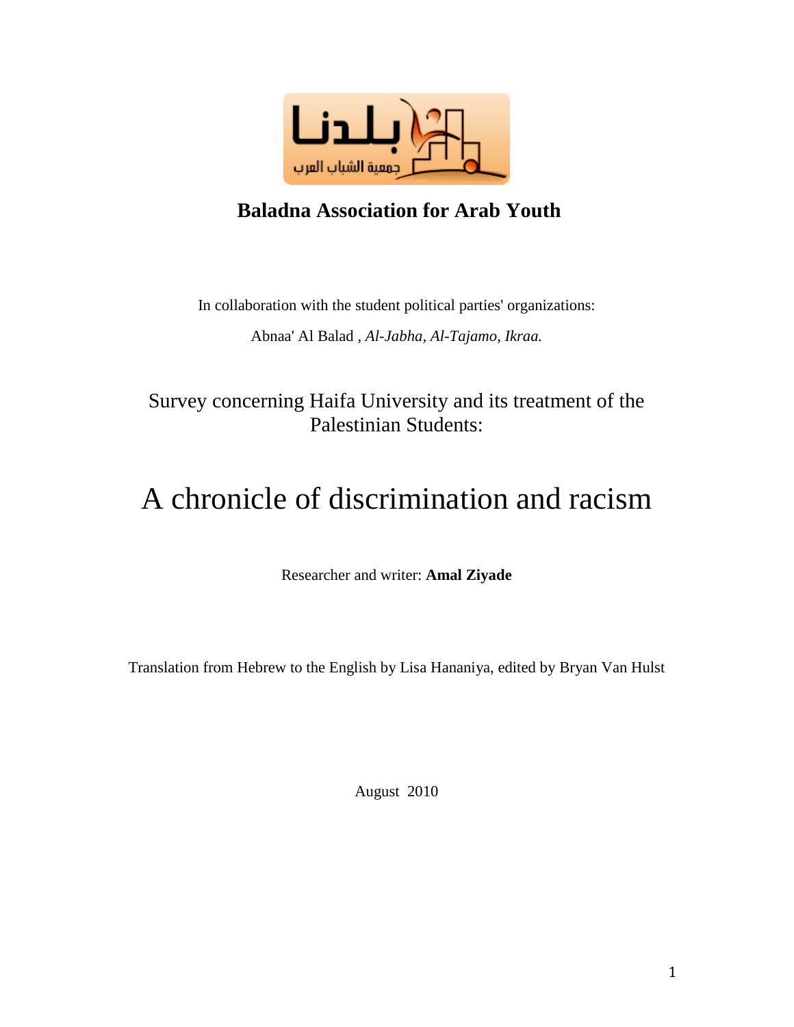**Baladna Association for Arab Youth**

In collaboration with the student political parties' organizations:

Abnaa' Al Balad , *Al-Jabha*, *Al-Tajamo*, *Ikraa.*

Survey concerning Haifa University and its treatment of the Palestinian Students:

# A chronicle of discrimination and racism

Researcher and writer: **Amal Ziyade**

Translation from Hebrew to the English by Lisa Hananiya, edited by Bryan Van Hulst

August 2010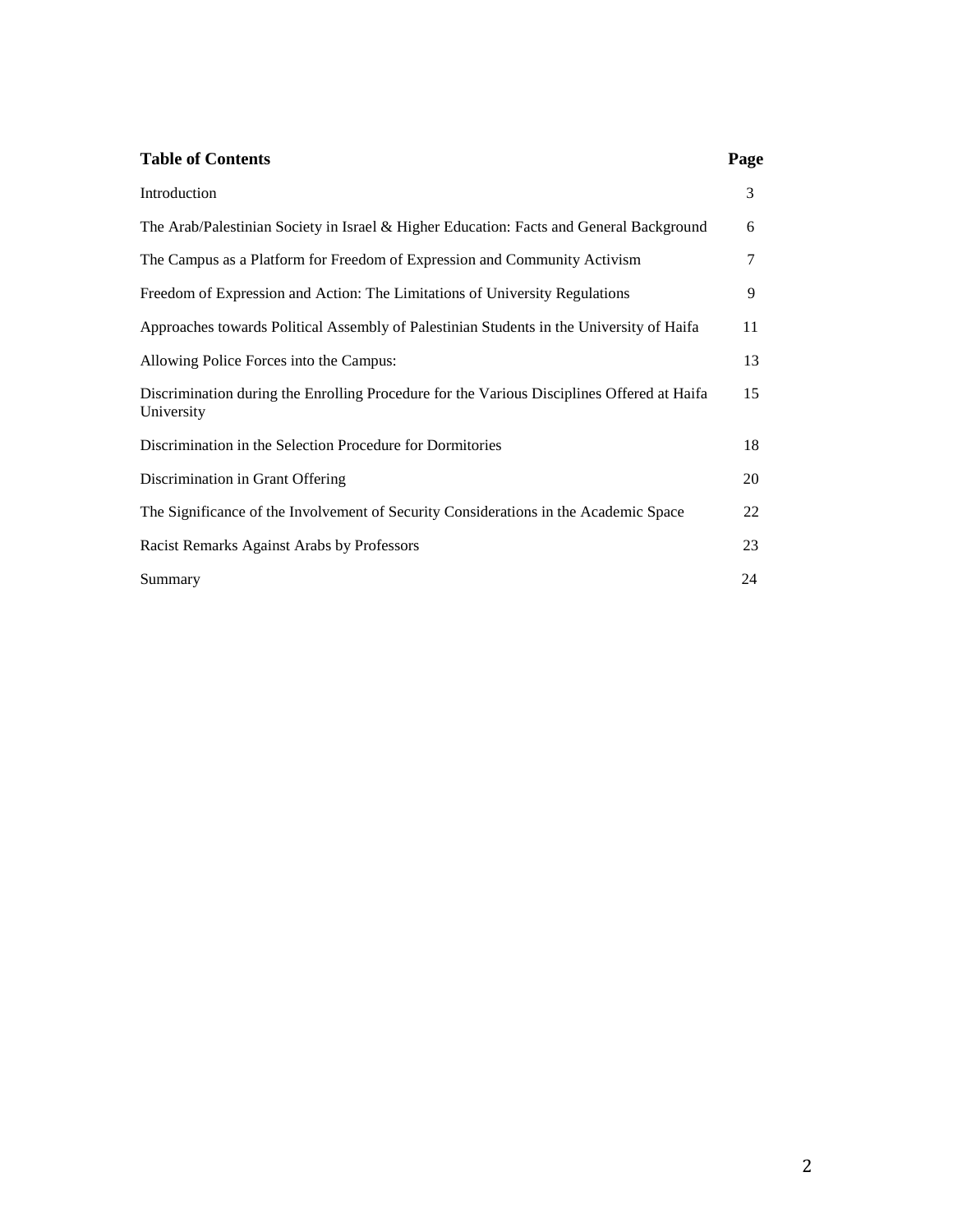## Table of Contents

| Table of Contents | Page |
|---|---|
| Introduction | 3 |
| The Arab/Palestinian Society in Israel & Higher Education: Facts and General Background | 6 |
| The Campus as a Platform for Freedom of Expression and Community Activism | 7 |
| Freedom of Expression and Action: The Limitations of University Regulations | 9 |
| Approaches towards Political Assembly of Palestinian Students in the University of Haifa | 11 |
| Allowing Police Forces into the Campus: | 13 |
| Discrimination during the Enrolling Procedure for the Various Disciplines Offered at Haifa University | 15 |
| Discrimination in the Selection Procedure for Dormitories | 18 |
| Discrimination in Grant Offering | 20 |
| The Significance of the Involvement of Security Considerations in the Academic Space | 22 |
| Racist Remarks Against Arabs by Professors | 23 |
| Summary | 24 |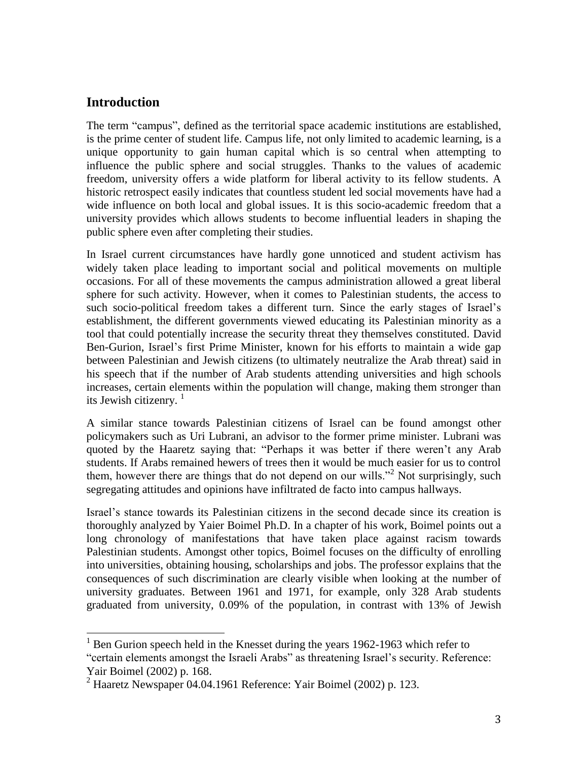## Introduction

The term "campus", defined as the territorial space academic institutions are established, is the prime center of student life. Campus life, not only limited to academic learning, is a unique opportunity to gain human capital which is so central when attempting to influence the public sphere and social struggles. Thanks to the values of academic freedom, university offers a wide platform for liberal activity to its fellow students. A historic retrospect easily indicates that countless student led social movements have had a wide influence on both local and global issues. It is this socio-academic freedom that a university provides which allows students to become influential leaders in shaping the public sphere even after completing their studies.

In Israel current circumstances have hardly gone unnoticed and student activism has widely taken place leading to important social and political movements on multiple occasions. For all of these movements the campus administration allowed a great liberal sphere for such activity. However, when it comes to Palestinian students, the access to such socio-political freedom takes a different turn. Since the early stages of Israel's establishment, the different governments viewed educating its Palestinian minority as a tool that could potentially increase the security threat they themselves constituted. David Ben-Gurion, Israel's first Prime Minister, known for his efforts to maintain a wide gap between Palestinian and Jewish citizens (to ultimately neutralize the Arab threat) said in his speech that if the number of Arab students attending universities and high schools increases, certain elements within the population will change, making them stronger than its Jewish citizenry. [1]

A similar stance towards Palestinian citizens of Israel can be found amongst other policymakers such as Uri Lubrani, an advisor to the former prime minister. Lubrani was quoted by the Haaretz saying that: "Perhaps it was better if there weren't any Arab students. If Arabs remained hewers of trees then it would be much easier for us to control them, however there are things that do not depend on our wills."[2] Not surprisingly, such segregating attitudes and opinions have infiltrated de facto into campus hallways.

Israel's stance towards its Palestinian citizens in the second decade since its creation is thoroughly analyzed by Yaier Boimel Ph.D. In a chapter of his work, Boimel points out a long chronology of manifestations that have taken place against racism towards Palestinian students. Amongst other topics, Boimel focuses on the difficulty of enrolling into universities, obtaining housing, scholarships and jobs. The professor explains that the consequences of such discrimination are clearly visible when looking at the number of university graduates. Between 1961 and 1971, for example, only 328 Arab students graduated from university, 0.09% of the population, in contrast with 13% of Jewish

---

[1] Ben Gurion speech held in the Knesset during the years 1962-1963 which refer to "certain elements amongst the Israeli Arabs" as threatening Israel's security. Reference: Yair Boimel (2002) p. 168.

[2] Haaretz Newspaper 04.04.1961 Reference: Yair Boimel (2002) p. 123.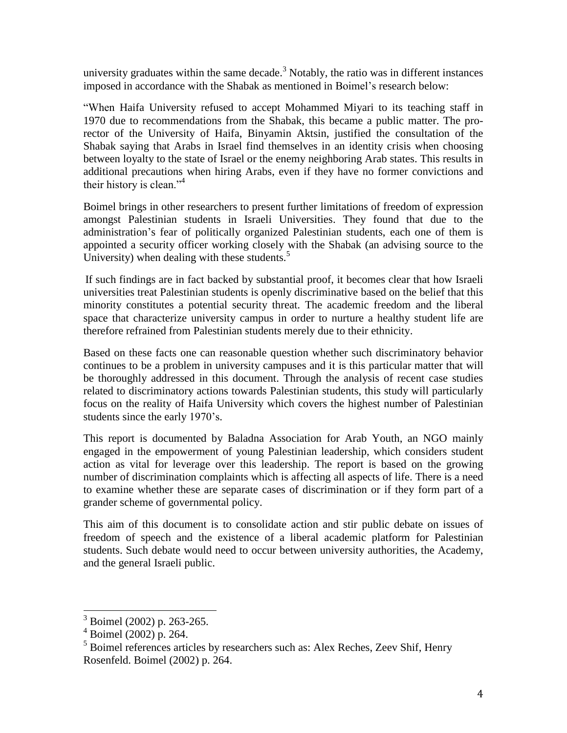university graduates within the same decade.[3] Notably, the ratio was in different instances imposed in accordance with the Shabak as mentioned in Boimel's research below:

"When Haifa University refused to accept Mohammed Miyari to its teaching staff in 1970 due to recommendations from the Shabak, this became a public matter. The pro-rector of the University of Haifa, Binyamin Aktsin, justified the consultation of the Shabak saying that Arabs in Israel find themselves in an identity crisis when choosing between loyalty to the state of Israel or the enemy neighboring Arab states. This results in additional precautions when hiring Arabs, even if they have no former convictions and their history is clean."[4]

Boimel brings in other researchers to present further limitations of freedom of expression amongst Palestinian students in Israeli Universities. They found that due to the administration's fear of politically organized Palestinian students, each one of them is appointed a security officer working closely with the Shabak (an advising source to the University) when dealing with these students.[5]

If such findings are in fact backed by substantial proof, it becomes clear that how Israeli universities treat Palestinian students is openly discriminative based on the belief that this minority constitutes a potential security threat. The academic freedom and the liberal space that characterize university campus in order to nurture a healthy student life are therefore refrained from Palestinian students merely due to their ethnicity.

Based on these facts one can reasonable question whether such discriminatory behavior continues to be a problem in university campuses and it is this particular matter that will be thoroughly addressed in this document. Through the analysis of recent case studies related to discriminatory actions towards Palestinian students, this study will particularly focus on the reality of Haifa University which covers the highest number of Palestinian students since the early 1970's.

This report is documented by Baladna Association for Arab Youth, an NGO mainly engaged in the empowerment of young Palestinian leadership, which considers student action as vital for leverage over this leadership. The report is based on the growing number of discrimination complaints which is affecting all aspects of life. There is a need to examine whether these are separate cases of discrimination or if they form part of a grander scheme of governmental policy.

This aim of this document is to consolidate action and stir public debate on issues of freedom of speech and the existence of a liberal academic platform for Palestinian students. Such debate would need to occur between university authorities, the Academy, and the general Israeli public.

---

[3] Boimel (2002) p. 263-265.

[4] Boimel (2002) p. 264.

[5] Boimel references articles by researchers such as: Alex Reches, Zeev Shif, Henry Rosenfeld. Boimel (2002) p. 264.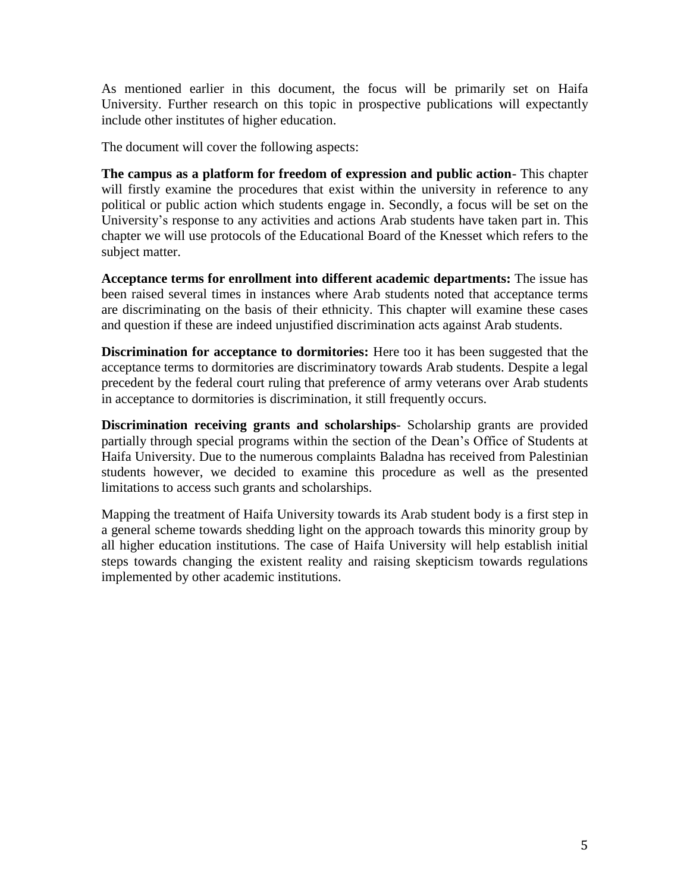As mentioned earlier in this document, the focus will be primarily set on Haifa University. Further research on this topic in prospective publications will expectantly include other institutes of higher education.

The document will cover the following aspects:

**The campus as a platform for freedom of expression and public action**- This chapter will firstly examine the procedures that exist within the university in reference to any political or public action which students engage in. Secondly, a focus will be set on the University's response to any activities and actions Arab students have taken part in. This chapter we will use protocols of the Educational Board of the Knesset which refers to the subject matter.

**Acceptance terms for enrollment into different academic departments:** The issue has been raised several times in instances where Arab students noted that acceptance terms are discriminating on the basis of their ethnicity. This chapter will examine these cases and question if these are indeed unjustified discrimination acts against Arab students.

**Discrimination for acceptance to dormitories:** Here too it has been suggested that the acceptance terms to dormitories are discriminatory towards Arab students. Despite a legal precedent by the federal court ruling that preference of army veterans over Arab students in acceptance to dormitories is discrimination, it still frequently occurs.

**Discrimination receiving grants and scholarships**- Scholarship grants are provided partially through special programs within the section of the Dean's Office of Students at Haifa University. Due to the numerous complaints Baladna has received from Palestinian students however, we decided to examine this procedure as well as the presented limitations to access such grants and scholarships.

Mapping the treatment of Haifa University towards its Arab student body is a first step in a general scheme towards shedding light on the approach towards this minority group by all higher education institutions. The case of Haifa University will help establish initial steps towards changing the existent reality and raising skepticism towards regulations implemented by other academic institutions.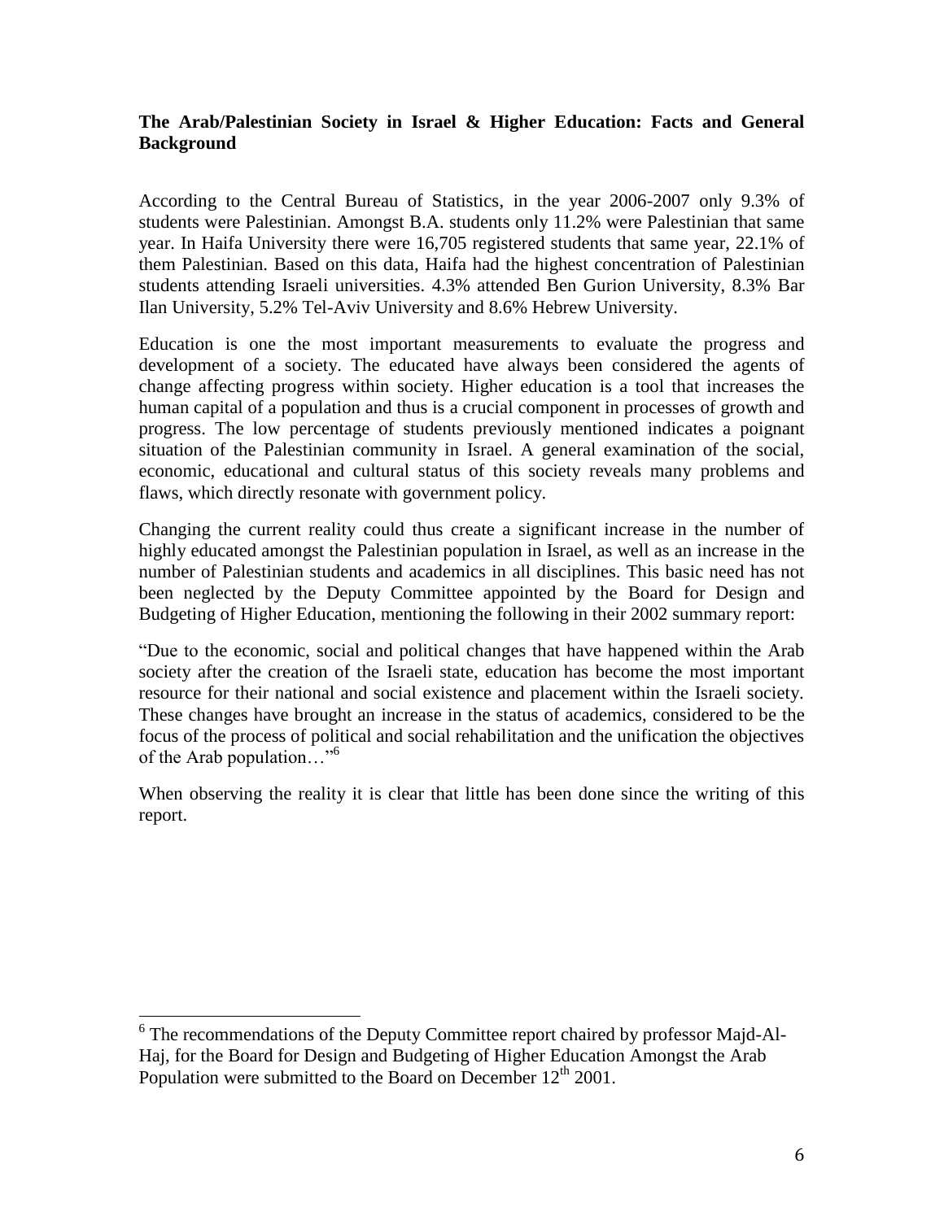**The Arab/Palestinian Society in Israel & Higher Education: Facts and General Background**

According to the Central Bureau of Statistics, in the year 2006-2007 only 9.3% of students were Palestinian. Amongst B.A. students only 11.2% were Palestinian that same year. In Haifa University there were 16,705 registered students that same year, 22.1% of them Palestinian. Based on this data, Haifa had the highest concentration of Palestinian students attending Israeli universities. 4.3% attended Ben Gurion University, 8.3% Bar Ilan University, 5.2% Tel-Aviv University and 8.6% Hebrew University.

Education is one the most important measurements to evaluate the progress and development of a society. The educated have always been considered the agents of change affecting progress within society. Higher education is a tool that increases the human capital of a population and thus is a crucial component in processes of growth and progress. The low percentage of students previously mentioned indicates a poignant situation of the Palestinian community in Israel. A general examination of the social, economic, educational and cultural status of this society reveals many problems and flaws, which directly resonate with government policy.

Changing the current reality could thus create a significant increase in the number of highly educated amongst the Palestinian population in Israel, as well as an increase in the number of Palestinian students and academics in all disciplines. This basic need has not been neglected by the Deputy Committee appointed by the Board for Design and Budgeting of Higher Education, mentioning the following in their 2002 summary report:

"Due to the economic, social and political changes that have happened within the Arab society after the creation of the Israeli state, education has become the most important resource for their national and social existence and placement within the Israeli society. These changes have brought an increase in the status of academics, considered to be the focus of the process of political and social rehabilitation and the unification the objectives of the Arab population…"[6]

When observing the reality it is clear that little has been done since the writing of this report.

---

[6] The recommendations of the Deputy Committee report chaired by professor Majd-Al-Haj, for the Board for Design and Budgeting of Higher Education Amongst the Arab Population were submitted to the Board on December 12th 2001.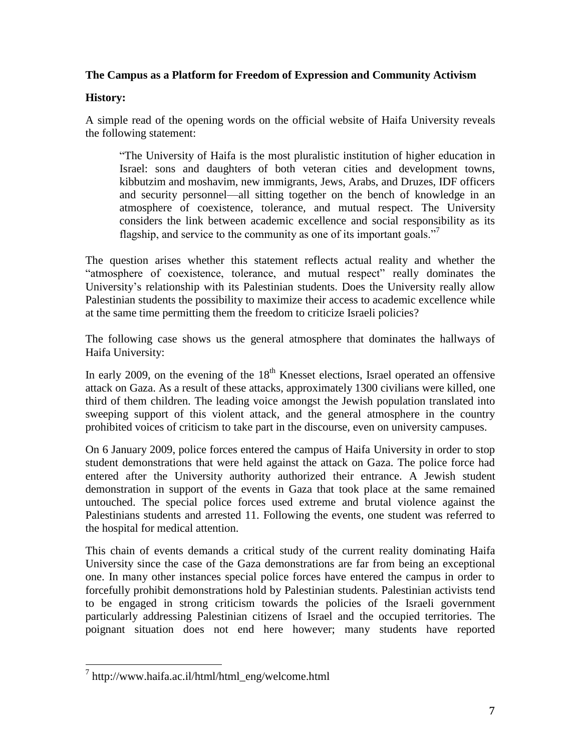**The Campus as a Platform for Freedom of Expression and Community Activism**

**History:**

A simple read of the opening words on the official website of Haifa University reveals the following statement:

> "The University of Haifa is the most pluralistic institution of higher education in Israel: sons and daughters of both veteran cities and development towns, kibbutzim and moshavim, new immigrants, Jews, Arabs, and Druzes, IDF officers and security personnel—all sitting together on the bench of knowledge in an atmosphere of coexistence, tolerance, and mutual respect. The University considers the link between academic excellence and social responsibility as its flagship, and service to the community as one of its important goals."[7]

The question arises whether this statement reflects actual reality and whether the "atmosphere of coexistence, tolerance, and mutual respect" really dominates the University's relationship with its Palestinian students. Does the University really allow Palestinian students the possibility to maximize their access to academic excellence while at the same time permitting them the freedom to criticize Israeli policies?

The following case shows us the general atmosphere that dominates the hallways of Haifa University:

In early 2009, on the evening of the 18th Knesset elections, Israel operated an offensive attack on Gaza. As a result of these attacks, approximately 1300 civilians were killed, one third of them children. The leading voice amongst the Jewish population translated into sweeping support of this violent attack, and the general atmosphere in the country prohibited voices of criticism to take part in the discourse, even on university campuses.

On 6 January 2009, police forces entered the campus of Haifa University in order to stop student demonstrations that were held against the attack on Gaza. The police force had entered after the University authority authorized their entrance. A Jewish student demonstration in support of the events in Gaza that took place at the same remained untouched. The special police forces used extreme and brutal violence against the Palestinians students and arrested 11. Following the events, one student was referred to the hospital for medical attention.

This chain of events demands a critical study of the current reality dominating Haifa University since the case of the Gaza demonstrations are far from being an exceptional one. In many other instances special police forces have entered the campus in order to forcefully prohibit demonstrations hold by Palestinian students. Palestinian activists tend to be engaged in strong criticism towards the policies of the Israeli government particularly addressing Palestinian citizens of Israel and the occupied territories. The poignant situation does not end here however; many students have reported

---

[7] http://www.haifa.ac.il/html/html_eng/welcome.html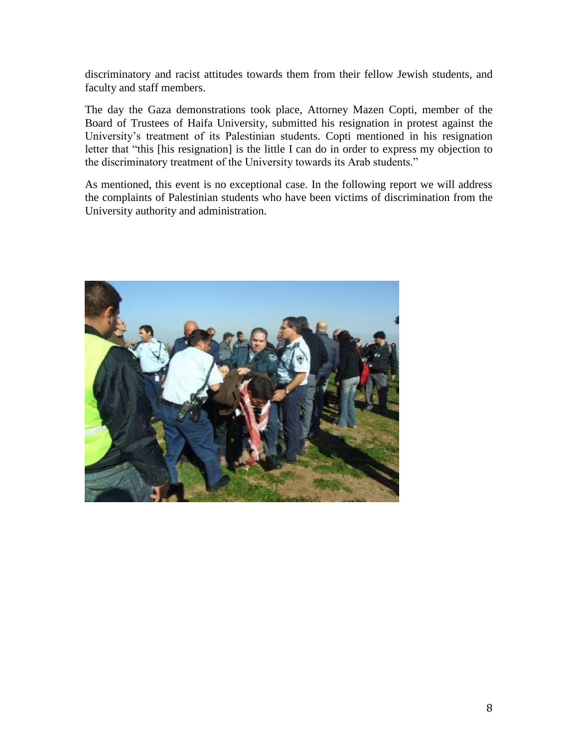discriminatory and racist attitudes towards them from their fellow Jewish students, and faculty and staff members.

The day the Gaza demonstrations took place, Attorney Mazen Copti, member of the Board of Trustees of Haifa University, submitted his resignation in protest against the University's treatment of its Palestinian students. Copti mentioned in his resignation letter that "this [his resignation] is the little I can do in order to express my objection to the discriminatory treatment of the University towards its Arab students."

As mentioned, this event is no exceptional case. In the following report we will address the complaints of Palestinian students who have been victims of discrimination from the University authority and administration.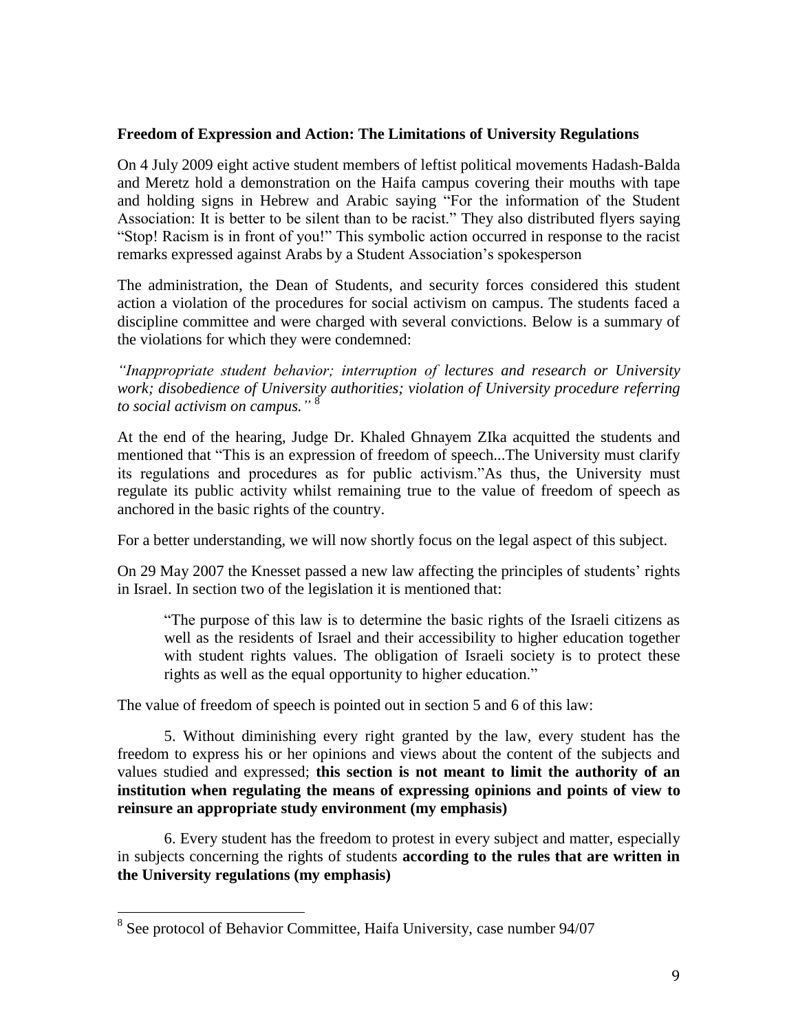**Freedom of Expression and Action: The Limitations of University Regulations**

On 4 July 2009 eight active student members of leftist political movements Hadash-Balda and Meretz hold a demonstration on the Haifa campus covering their mouths with tape and holding signs in Hebrew and Arabic saying "For the information of the Student Association: It is better to be silent than to be racist." They also distributed flyers saying "Stop! Racism is in front of you!" This symbolic action occurred in response to the racist remarks expressed against Arabs by a Student Association's spokesperson

The administration, the Dean of Students, and security forces considered this student action a violation of the procedures for social activism on campus. The students faced a discipline committee and were charged with several convictions. Below is a summary of the violations for which they were condemned:

*"Inappropriate student behavior; interruption of lectures and research or University work; disobedience of University authorities; violation of University procedure referring to social activism on campus."* [8]

At the end of the hearing, Judge Dr. Khaled Ghnayem ZIka acquitted the students and mentioned that "This is an expression of freedom of speech...The University must clarify its regulations and procedures as for public activism."As thus, the University must regulate its public activity whilst remaining true to the value of freedom of speech as anchored in the basic rights of the country.

For a better understanding, we will now shortly focus on the legal aspect of this subject.

On 29 May 2007 the Knesset passed a new law affecting the principles of students' rights in Israel. In section two of the legislation it is mentioned that:

> "The purpose of this law is to determine the basic rights of the Israeli citizens as well as the residents of Israel and their accessibility to higher education together with student rights values. The obligation of Israeli society is to protect these rights as well as the equal opportunity to higher education."

The value of freedom of speech is pointed out in section 5 and 6 of this law:

> 5. Without diminishing every right granted by the law, every student has the freedom to express his or her opinions and views about the content of the subjects and values studied and expressed; **this section is not meant to limit the authority of an institution when regulating the means of expressing opinions and points of view to reinsure an appropriate study environment (my emphasis)**
>
> 6. Every student has the freedom to protest in every subject and matter, especially in subjects concerning the rights of students **according to the rules that are written in the University regulations (my emphasis)**

---

[8] See protocol of Behavior Committee, Haifa University, case number 94/07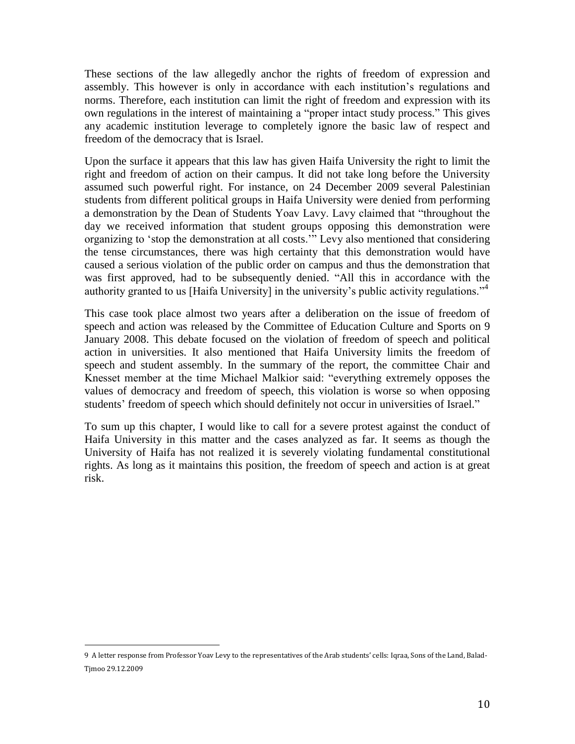These sections of the law allegedly anchor the rights of freedom of expression and assembly. This however is only in accordance with each institution's regulations and norms. Therefore, each institution can limit the right of freedom and expression with its own regulations in the interest of maintaining a "proper intact study process." This gives any academic institution leverage to completely ignore the basic law of respect and freedom of the democracy that is Israel.

Upon the surface it appears that this law has given Haifa University the right to limit the right and freedom of action on their campus. It did not take long before the University assumed such powerful right. For instance, on 24 December 2009 several Palestinian students from different political groups in Haifa University were denied from performing a demonstration by the Dean of Students Yoav Lavy. Lavy claimed that "throughout the day we received information that student groups opposing this demonstration were organizing to 'stop the demonstration at all costs.'" Levy also mentioned that considering the tense circumstances, there was high certainty that this demonstration would have caused a serious violation of the public order on campus and thus the demonstration that was first approved, had to be subsequently denied. "All this in accordance with the authority granted to us [Haifa University] in the university's public activity regulations."[4]

This case took place almost two years after a deliberation on the issue of freedom of speech and action was released by the Committee of Education Culture and Sports on 9 January 2008. This debate focused on the violation of freedom of speech and political action in universities. It also mentioned that Haifa University limits the freedom of speech and student assembly. In the summary of the report, the committee Chair and Knesset member at the time Michael Malkior said: "everything extremely opposes the values of democracy and freedom of speech, this violation is worse so when opposing students' freedom of speech which should definitely not occur in universities of Israel."

To sum up this chapter, I would like to call for a severe protest against the conduct of Haifa University in this matter and the cases analyzed as far. It seems as though the University of Haifa has not realized it is severely violating fundamental constitutional rights. As long as it maintains this position, the freedom of speech and action is at great risk.

---

9 A letter response from Professor Yoav Levy to the representatives of the Arab students' cells: Iqraa, Sons of the Land, Balad-Tjmoo 29.12.2009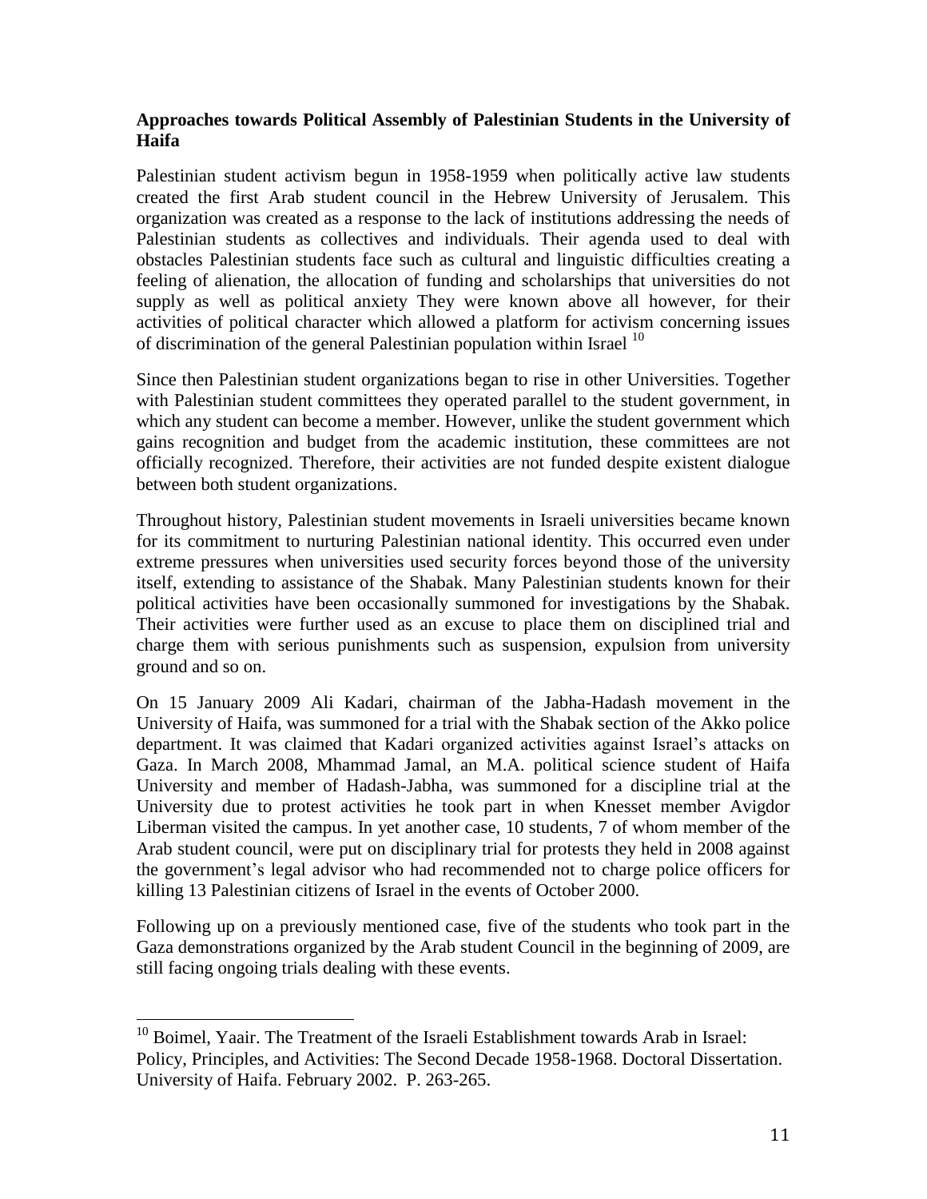**Approaches towards Political Assembly of Palestinian Students in the University of Haifa**

Palestinian student activism begun in 1958-1959 when politically active law students created the first Arab student council in the Hebrew University of Jerusalem. This organization was created as a response to the lack of institutions addressing the needs of Palestinian students as collectives and individuals. Their agenda used to deal with obstacles Palestinian students face such as cultural and linguistic difficulties creating a feeling of alienation, the allocation of funding and scholarships that universities do not supply as well as political anxiety They were known above all however, for their activities of political character which allowed a platform for activism concerning issues of discrimination of the general Palestinian population within Israel [10]

Since then Palestinian student organizations began to rise in other Universities. Together with Palestinian student committees they operated parallel to the student government, in which any student can become a member. However, unlike the student government which gains recognition and budget from the academic institution, these committees are not officially recognized. Therefore, their activities are not funded despite existent dialogue between both student organizations.

Throughout history, Palestinian student movements in Israeli universities became known for its commitment to nurturing Palestinian national identity. This occurred even under extreme pressures when universities used security forces beyond those of the university itself, extending to assistance of the Shabak. Many Palestinian students known for their political activities have been occasionally summoned for investigations by the Shabak. Their activities were further used as an excuse to place them on disciplined trial and charge them with serious punishments such as suspension, expulsion from university ground and so on.

On 15 January 2009 Ali Kadari, chairman of the Jabha-Hadash movement in the University of Haifa, was summoned for a trial with the Shabak section of the Akko police department. It was claimed that Kadari organized activities against Israel's attacks on Gaza. In March 2008, Mhammad Jamal, an M.A. political science student of Haifa University and member of Hadash-Jabha, was summoned for a discipline trial at the University due to protest activities he took part in when Knesset member Avigdor Liberman visited the campus. In yet another case, 10 students, 7 of whom member of the Arab student council, were put on disciplinary trial for protests they held in 2008 against the government's legal advisor who had recommended not to charge police officers for killing 13 Palestinian citizens of Israel in the events of October 2000.

Following up on a previously mentioned case, five of the students who took part in the Gaza demonstrations organized by the Arab student Council in the beginning of 2009, are still facing ongoing trials dealing with these events.

---

[10] Boimel, Yaair. The Treatment of the Israeli Establishment towards Arab in Israel: Policy, Principles, and Activities: The Second Decade 1958-1968. Doctoral Dissertation. University of Haifa. February 2002. P. 263-265.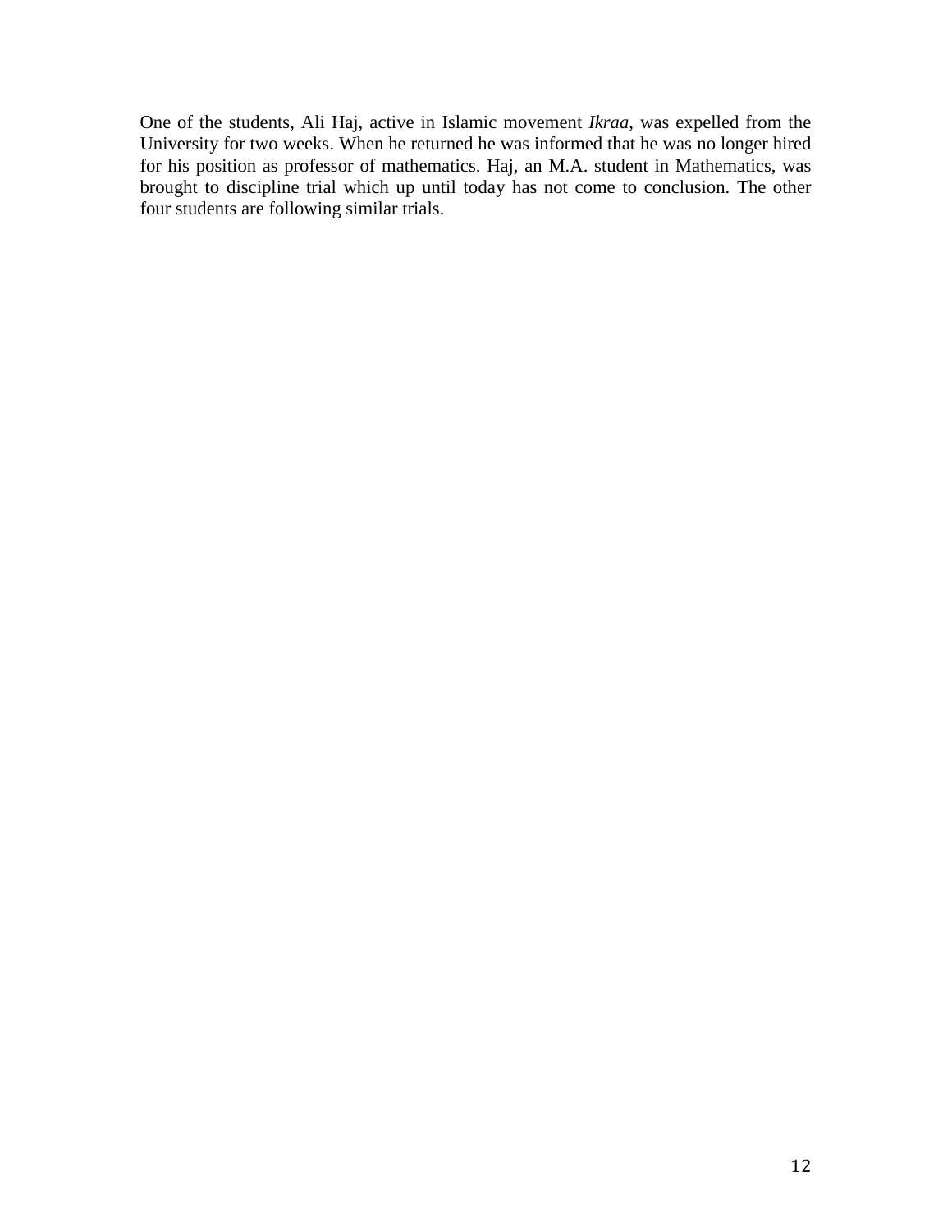One of the students, Ali Haj, active in Islamic movement *Ikraa*, was expelled from the University for two weeks. When he returned he was informed that he was no longer hired for his position as professor of mathematics. Haj, an M.A. student in Mathematics, was brought to discipline trial which up until today has not come to conclusion. The other four students are following similar trials.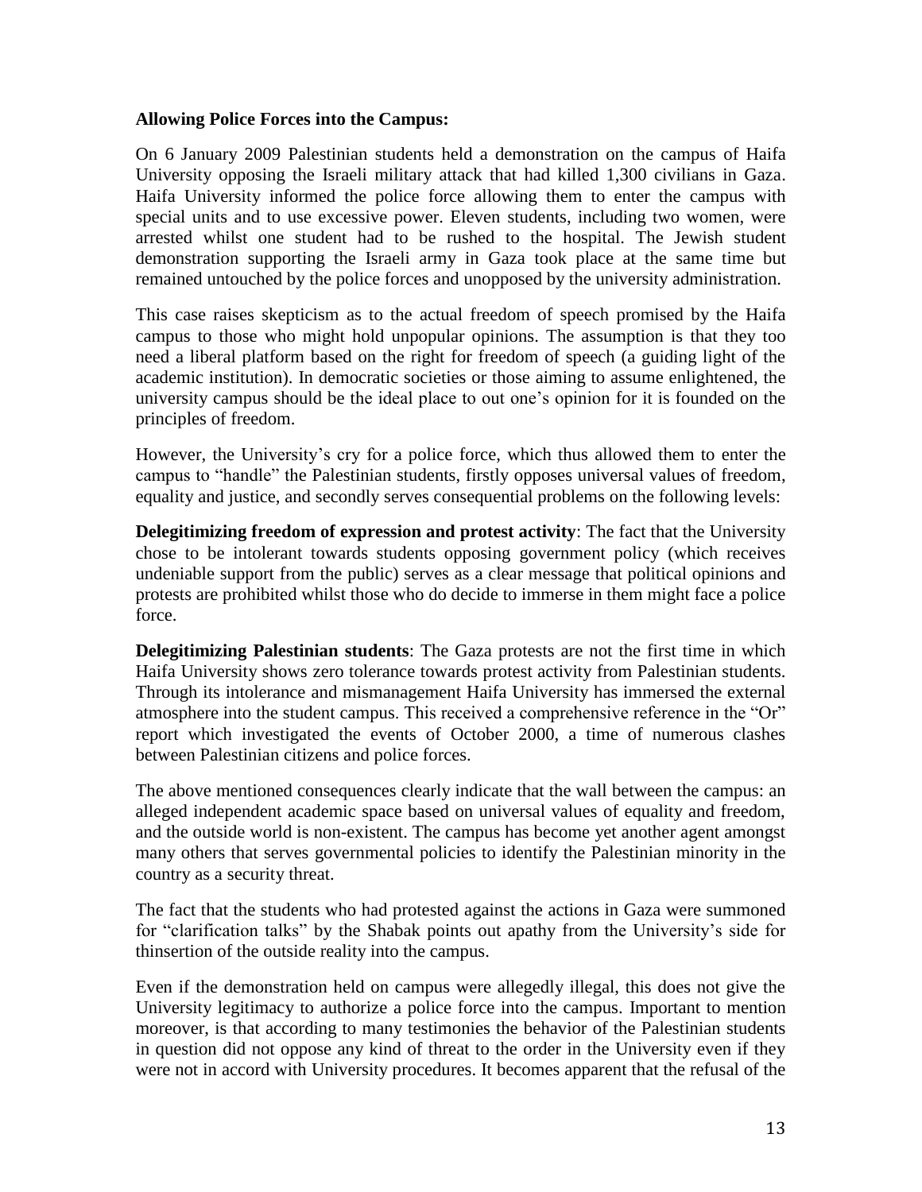**Allowing Police Forces into the Campus:**

On 6 January 2009 Palestinian students held a demonstration on the campus of Haifa University opposing the Israeli military attack that had killed 1,300 civilians in Gaza. Haifa University informed the police force allowing them to enter the campus with special units and to use excessive power. Eleven students, including two women, were arrested whilst one student had to be rushed to the hospital. The Jewish student demonstration supporting the Israeli army in Gaza took place at the same time but remained untouched by the police forces and unopposed by the university administration.

This case raises skepticism as to the actual freedom of speech promised by the Haifa campus to those who might hold unpopular opinions. The assumption is that they too need a liberal platform based on the right for freedom of speech (a guiding light of the academic institution). In democratic societies or those aiming to assume enlightened, the university campus should be the ideal place to out one's opinion for it is founded on the principles of freedom.

However, the University's cry for a police force, which thus allowed them to enter the campus to "handle" the Palestinian students, firstly opposes universal values of freedom, equality and justice, and secondly serves consequential problems on the following levels:

**Delegitimizing freedom of expression and protest activity**: The fact that the University chose to be intolerant towards students opposing government policy (which receives undeniable support from the public) serves as a clear message that political opinions and protests are prohibited whilst those who do decide to immerse in them might face a police force.

**Delegitimizing Palestinian students**: The Gaza protests are not the first time in which Haifa University shows zero tolerance towards protest activity from Palestinian students. Through its intolerance and mismanagement Haifa University has immersed the external atmosphere into the student campus. This received a comprehensive reference in the "Or" report which investigated the events of October 2000, a time of numerous clashes between Palestinian citizens and police forces.

The above mentioned consequences clearly indicate that the wall between the campus: an alleged independent academic space based on universal values of equality and freedom, and the outside world is non-existent. The campus has become yet another agent amongst many others that serves governmental policies to identify the Palestinian minority in the country as a security threat.

The fact that the students who had protested against the actions in Gaza were summoned for "clarification talks" by the Shabak points out apathy from the University's side for thinsertion of the outside reality into the campus.

Even if the demonstration held on campus were allegedly illegal, this does not give the University legitimacy to authorize a police force into the campus. Important to mention moreover, is that according to many testimonies the behavior of the Palestinian students in question did not oppose any kind of threat to the order in the University even if they were not in accord with University procedures. It becomes apparent that the refusal of the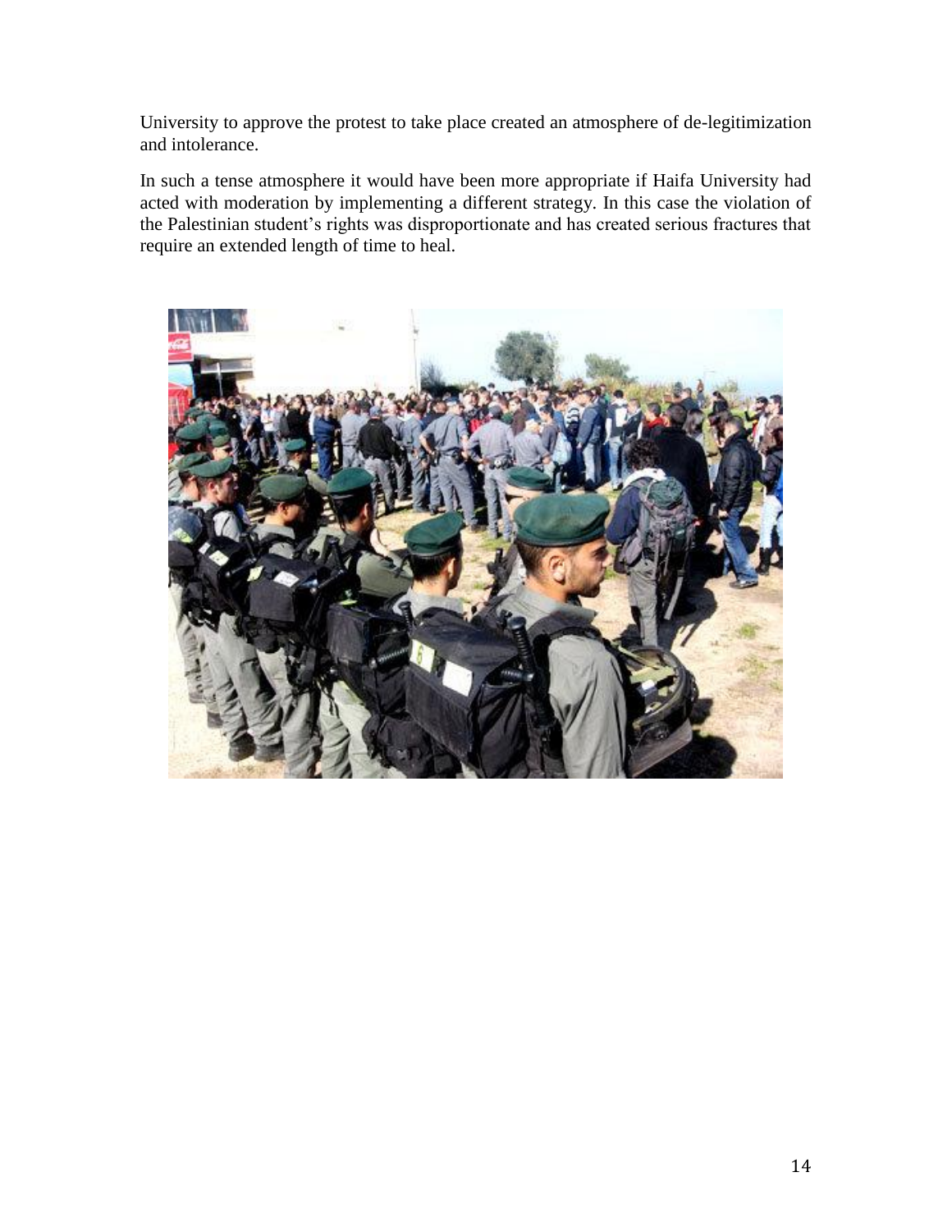University to approve the protest to take place created an atmosphere of de-legitimization and intolerance.

In such a tense atmosphere it would have been more appropriate if Haifa University had acted with moderation by implementing a different strategy. In this case the violation of the Palestinian student's rights was disproportionate and has created serious fractures that require an extended length of time to heal.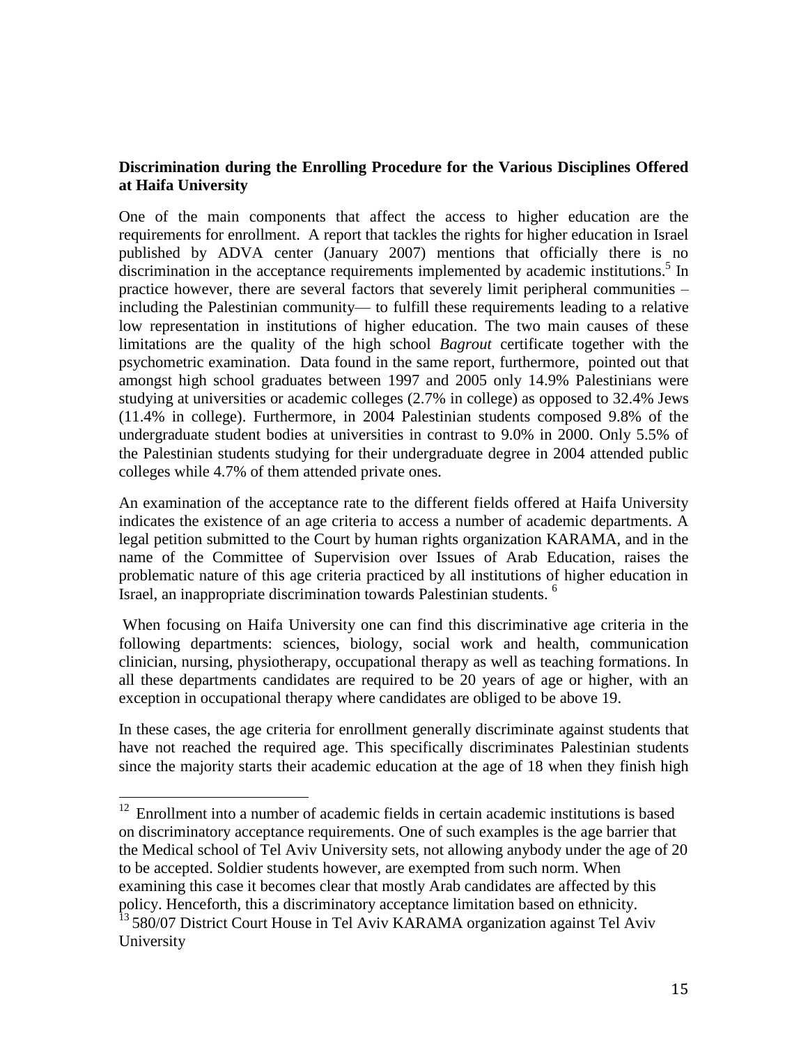**Discrimination during the Enrolling Procedure for the Various Disciplines Offered at Haifa University**

One of the main components that affect the access to higher education are the requirements for enrollment. A report that tackles the rights for higher education in Israel published by ADVA center (January 2007) mentions that officially there is no discrimination in the acceptance requirements implemented by academic institutions.[5] In practice however, there are several factors that severely limit peripheral communities – including the Palestinian community— to fulfill these requirements leading to a relative low representation in institutions of higher education. The two main causes of these limitations are the quality of the high school *Bagrout* certificate together with the psychometric examination. Data found in the same report, furthermore, pointed out that amongst high school graduates between 1997 and 2005 only 14.9% Palestinians were studying at universities or academic colleges (2.7% in college) as opposed to 32.4% Jews (11.4% in college). Furthermore, in 2004 Palestinian students composed 9.8% of the undergraduate student bodies at universities in contrast to 9.0% in 2000. Only 5.5% of the Palestinian students studying for their undergraduate degree in 2004 attended public colleges while 4.7% of them attended private ones.

An examination of the acceptance rate to the different fields offered at Haifa University indicates the existence of an age criteria to access a number of academic departments. A legal petition submitted to the Court by human rights organization KARAMA, and in the name of the Committee of Supervision over Issues of Arab Education, raises the problematic nature of this age criteria practiced by all institutions of higher education in Israel, an inappropriate discrimination towards Palestinian students. [6]

When focusing on Haifa University one can find this discriminative age criteria in the following departments: sciences, biology, social work and health, communication clinician, nursing, physiotherapy, occupational therapy as well as teaching formations. In all these departments candidates are required to be 20 years of age or higher, with an exception in occupational therapy where candidates are obliged to be above 19.

In these cases, the age criteria for enrollment generally discriminate against students that have not reached the required age. This specifically discriminates Palestinian students since the majority starts their academic education at the age of 18 when they finish high

---

[12] Enrollment into a number of academic fields in certain academic institutions is based on discriminatory acceptance requirements. One of such examples is the age barrier that the Medical school of Tel Aviv University sets, not allowing anybody under the age of 20 to be accepted. Soldier students however, are exempted from such norm. When examining this case it becomes clear that mostly Arab candidates are affected by this policy. Henceforth, this a discriminatory acceptance limitation based on ethnicity.

[13] 580/07 District Court House in Tel Aviv KARAMA organization against Tel Aviv University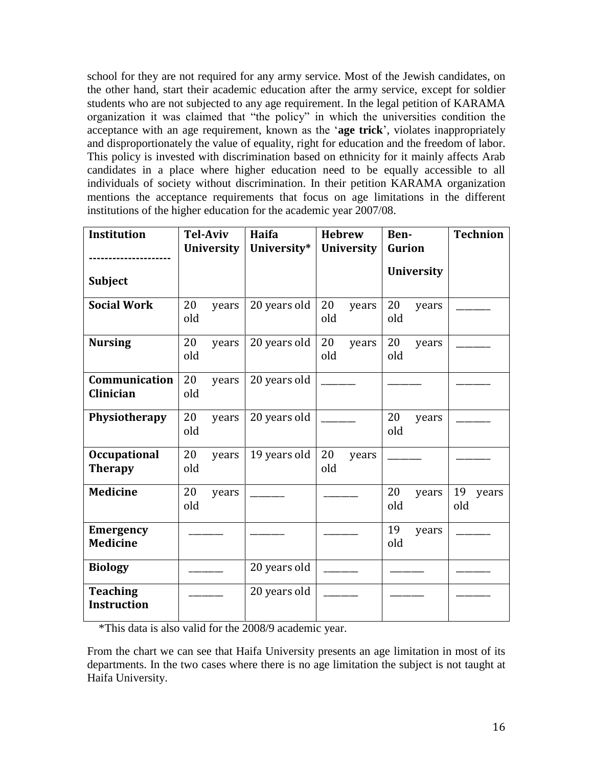school for they are not required for any army service. Most of the Jewish candidates, on the other hand, start their academic education after the army service, except for soldier students who are not subjected to any age requirement. In the legal petition of KARAMA organization it was claimed that "the policy" in which the universities condition the acceptance with an age requirement, known as the '**age trick**', violates inappropriately and disproportionately the value of equality, right for education and the freedom of labor. This policy is invested with discrimination based on ethnicity for it mainly affects Arab candidates in a place where higher education need to be equally accessible to all individuals of society without discrimination. In their petition KARAMA organization mentions the acceptance requirements that focus on age limitations in the different institutions of the higher education for the academic year 2007/08.

| **Institution** / **Subject** | **Tel-Aviv University** | **Haifa University*** | **Hebrew University** | **Ben-Gurion University** | **Technion** |
|---|---|---|---|---|---|
| **Social Work** | 20 years old | 20 years old | 20 years old | 20 years old | _______ |
| **Nursing** | 20 years old | 20 years old | 20 years old | 20 years old | _______ |
| **Communication Clinician** | 20 years old | 20 years old | _______ | _______ | _______ |
| **Physiotherapy** | 20 years old | 20 years old | _______ | 20 years old | _______ |
| **Occupational Therapy** | 20 years old | 19 years old | 20 years old | _______ | _______ |
| **Medicine** | 20 years old | _______ | _______ | 20 years old | 19 years old |
| **Emergency Medicine** | _______ | _______ | _______ | 19 years old | _______ |
| **Biology** | _______ | 20 years old | _______ | _______ | _______ |
| **Teaching Instruction** | _______ | 20 years old | _______ | _______ | _______ |

*This data is also valid for the 2008/9 academic year.

From the chart we can see that Haifa University presents an age limitation in most of its departments. In the two cases where there is no age limitation the subject is not taught at Haifa University.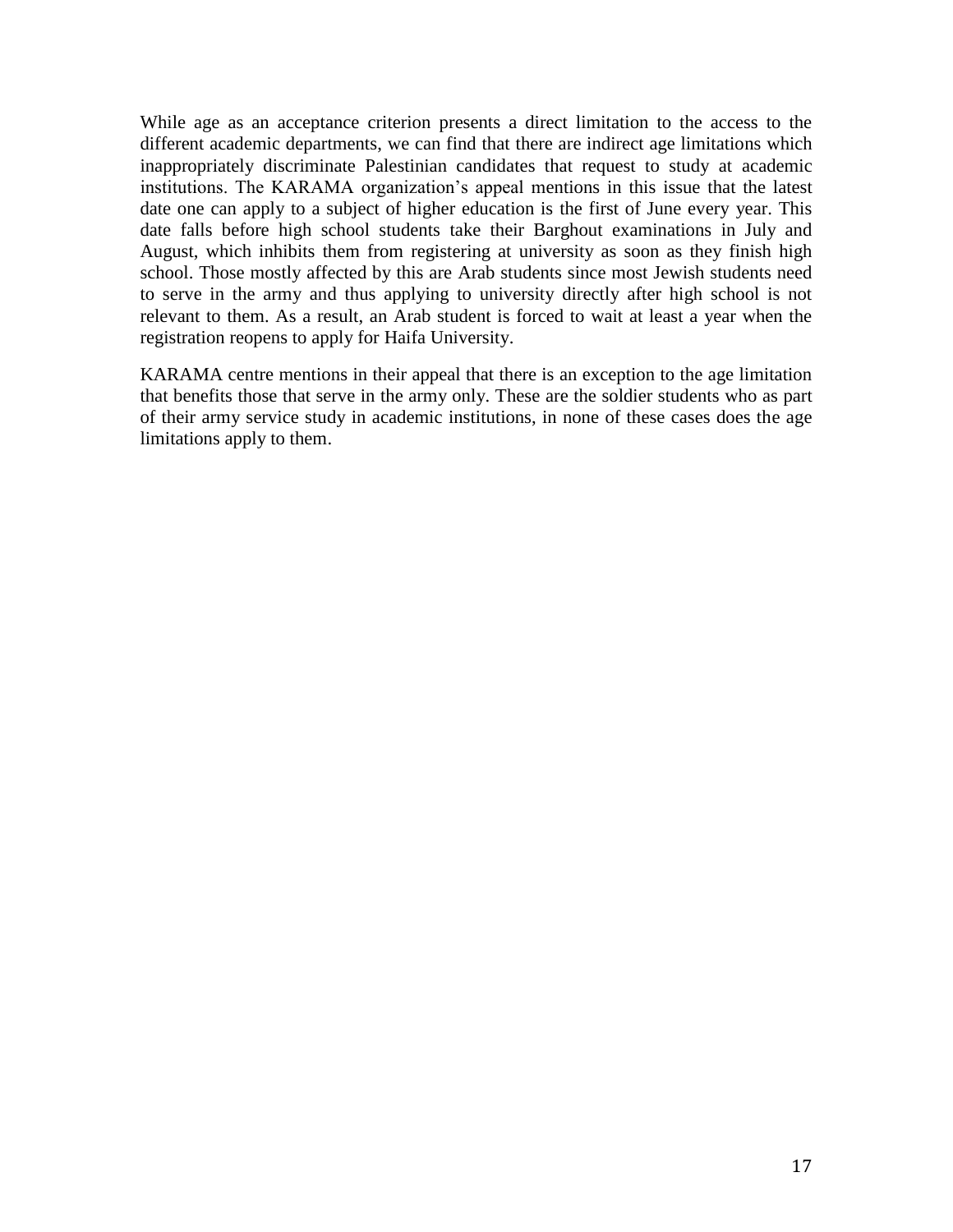While age as an acceptance criterion presents a direct limitation to the access to the different academic departments, we can find that there are indirect age limitations which inappropriately discriminate Palestinian candidates that request to study at academic institutions. The KARAMA organization's appeal mentions in this issue that the latest date one can apply to a subject of higher education is the first of June every year. This date falls before high school students take their Barghout examinations in July and August, which inhibits them from registering at university as soon as they finish high school. Those mostly affected by this are Arab students since most Jewish students need to serve in the army and thus applying to university directly after high school is not relevant to them. As a result, an Arab student is forced to wait at least a year when the registration reopens to apply for Haifa University.

KARAMA centre mentions in their appeal that there is an exception to the age limitation that benefits those that serve in the army only. These are the soldier students who as part of their army service study in academic institutions, in none of these cases does the age limitations apply to them.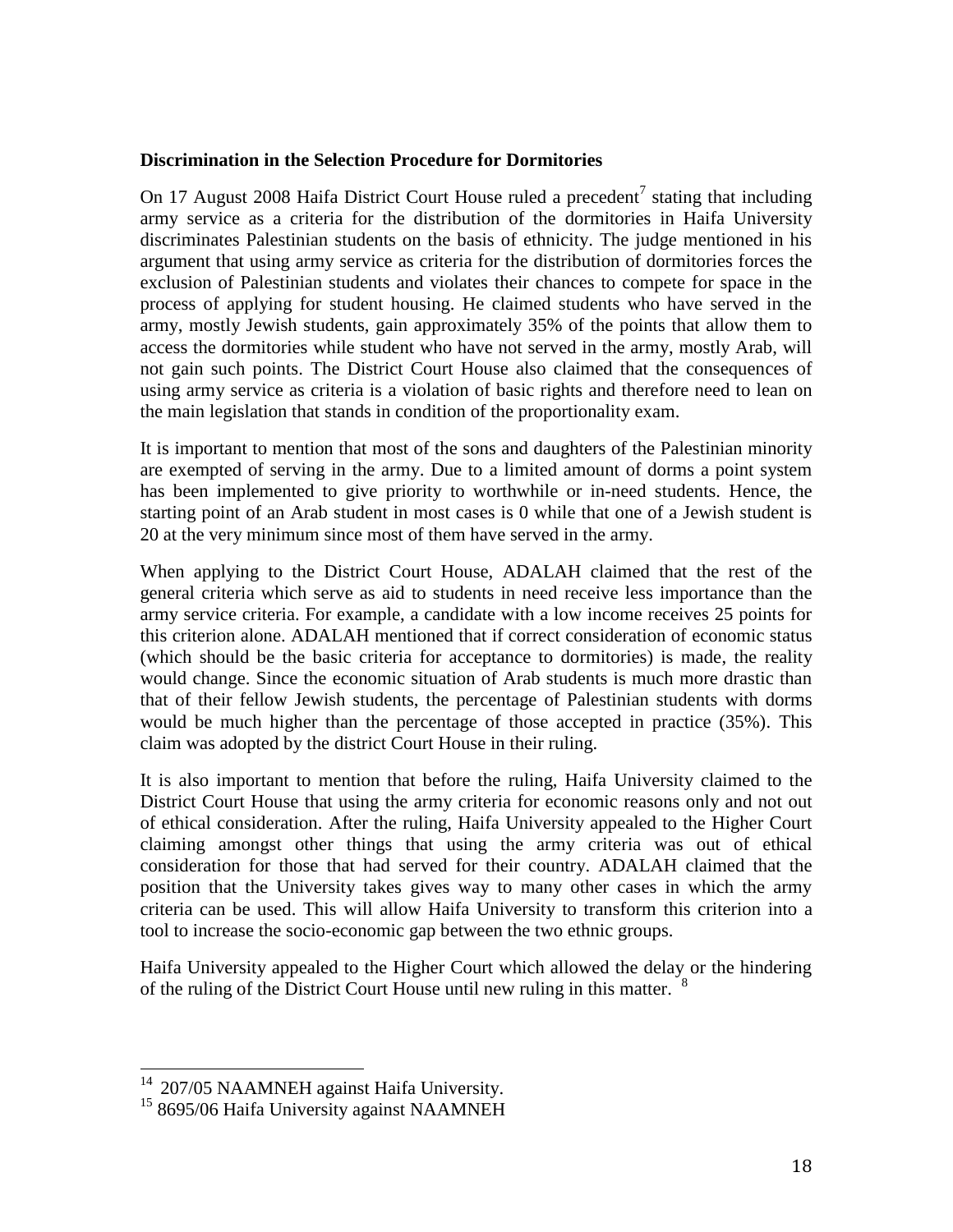**Discrimination in the Selection Procedure for Dormitories**

On 17 August 2008 Haifa District Court House ruled a precedent[7] stating that including army service as a criteria for the distribution of the dormitories in Haifa University discriminates Palestinian students on the basis of ethnicity. The judge mentioned in his argument that using army service as criteria for the distribution of dormitories forces the exclusion of Palestinian students and violates their chances to compete for space in the process of applying for student housing. He claimed students who have served in the army, mostly Jewish students, gain approximately 35% of the points that allow them to access the dormitories while student who have not served in the army, mostly Arab, will not gain such points. The District Court House also claimed that the consequences of using army service as criteria is a violation of basic rights and therefore need to lean on the main legislation that stands in condition of the proportionality exam.

It is important to mention that most of the sons and daughters of the Palestinian minority are exempted of serving in the army. Due to a limited amount of dorms a point system has been implemented to give priority to worthwhile or in-need students. Hence, the starting point of an Arab student in most cases is 0 while that one of a Jewish student is 20 at the very minimum since most of them have served in the army.

When applying to the District Court House, ADALAH claimed that the rest of the general criteria which serve as aid to students in need receive less importance than the army service criteria. For example, a candidate with a low income receives 25 points for this criterion alone. ADALAH mentioned that if correct consideration of economic status (which should be the basic criteria for acceptance to dormitories) is made, the reality would change. Since the economic situation of Arab students is much more drastic than that of their fellow Jewish students, the percentage of Palestinian students with dorms would be much higher than the percentage of those accepted in practice (35%). This claim was adopted by the district Court House in their ruling.

It is also important to mention that before the ruling, Haifa University claimed to the District Court House that using the army criteria for economic reasons only and not out of ethical consideration. After the ruling, Haifa University appealed to the Higher Court claiming amongst other things that using the army criteria was out of ethical consideration for those that had served for their country. ADALAH claimed that the position that the University takes gives way to many other cases in which the army criteria can be used. This will allow Haifa University to transform this criterion into a tool to increase the socio-economic gap between the two ethnic groups.

Haifa University appealed to the Higher Court which allowed the delay or the hindering of the ruling of the District Court House until new ruling in this matter. [8]

---

[14] 207/05 NAAMNEH against Haifa University.

[15] 8695/06 Haifa University against NAAMNEH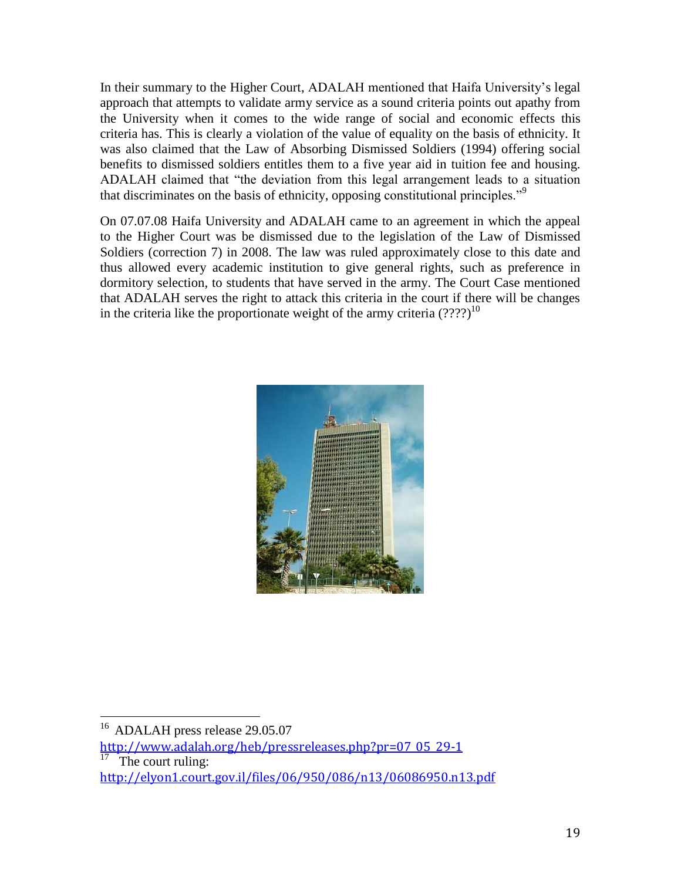In their summary to the Higher Court, ADALAH mentioned that Haifa University's legal approach that attempts to validate army service as a sound criteria points out apathy from the University when it comes to the wide range of social and economic effects this criteria has. This is clearly a violation of the value of equality on the basis of ethnicity. It was also claimed that the Law of Absorbing Dismissed Soldiers (1994) offering social benefits to dismissed soldiers entitles them to a five year aid in tuition fee and housing. ADALAH claimed that "the deviation from this legal arrangement leads to a situation that discriminates on the basis of ethnicity, opposing constitutional principles."[9]

On 07.07.08 Haifa University and ADALAH came to an agreement in which the appeal to the Higher Court was be dismissed due to the legislation of the Law of Dismissed Soldiers (correction 7) in 2008. The law was ruled approximately close to this date and thus allowed every academic institution to give general rights, such as preference in dormitory selection, to students that have served in the army. The Court Case mentioned that ADALAH serves the right to attack this criteria in the court if there will be changes in the criteria like the proportionate weight of the army criteria (????)[10]

---

[16] ADALAH press release 29.05.07 http://www.adalah.org/heb/pressreleases.php?pr=07_05_29-1

[17] The court ruling: http://elyon1.court.gov.il/files/06/950/086/n13/06086950.n13.pdf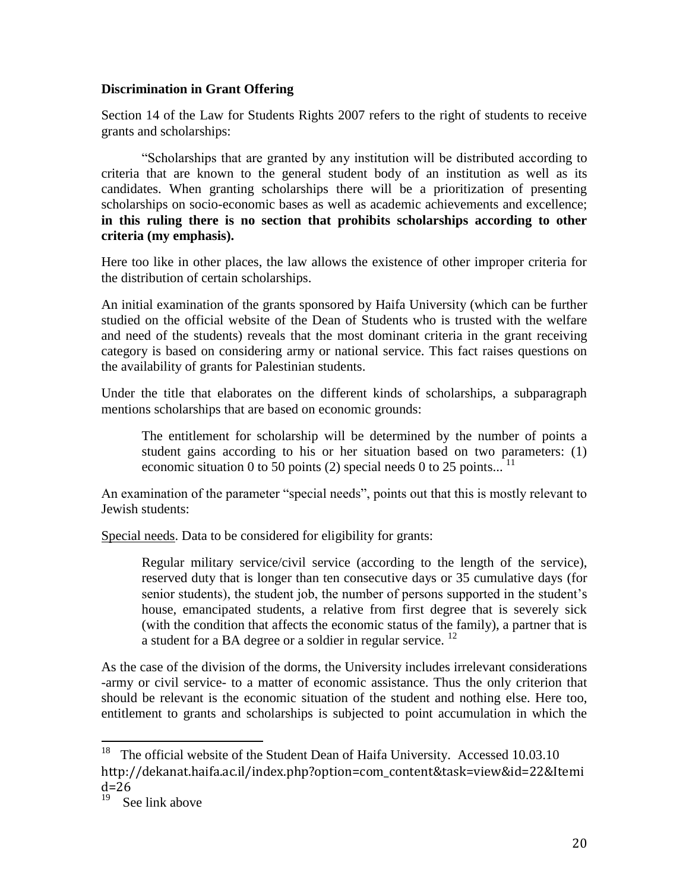**Discrimination in Grant Offering**

Section 14 of the Law for Students Rights 2007 refers to the right of students to receive grants and scholarships:

"Scholarships that are granted by any institution will be distributed according to criteria that are known to the general student body of an institution as well as its candidates. When granting scholarships there will be a prioritization of presenting scholarships on socio-economic bases as well as academic achievements and excellence; **in this ruling there is no section that prohibits scholarships according to other criteria (my emphasis).**

Here too like in other places, the law allows the existence of other improper criteria for the distribution of certain scholarships.

An initial examination of the grants sponsored by Haifa University (which can be further studied on the official website of the Dean of Students who is trusted with the welfare and need of the students) reveals that the most dominant criteria in the grant receiving category is based on considering army or national service. This fact raises questions on the availability of grants for Palestinian students.

Under the title that elaborates on the different kinds of scholarships, a subparagraph mentions scholarships that are based on economic grounds:

> The entitlement for scholarship will be determined by the number of points a student gains according to his or her situation based on two parameters: (1) economic situation 0 to 50 points (2) special needs 0 to 25 points...[11]

An examination of the parameter "special needs", points out that this is mostly relevant to Jewish students:

Special needs. Data to be considered for eligibility for grants:

> Regular military service/civil service (according to the length of the service), reserved duty that is longer than ten consecutive days or 35 cumulative days (for senior students), the student job, the number of persons supported in the student's house, emancipated students, a relative from first degree that is severely sick (with the condition that affects the economic status of the family), a partner that is a student for a BA degree or a soldier in regular service.[12]

As the case of the division of the dorms, the University includes irrelevant considerations -army or civil service- to a matter of economic assistance. Thus the only criterion that should be relevant is the economic situation of the student and nothing else. Here too, entitlement to grants and scholarships is subjected to point accumulation in which the

---

[18] The official website of the Student Dean of Haifa University. Accessed 10.03.10 http://dekanat.haifa.ac.il/index.php?option=com_content&task=view&id=22&Itemid=26

[19] See link above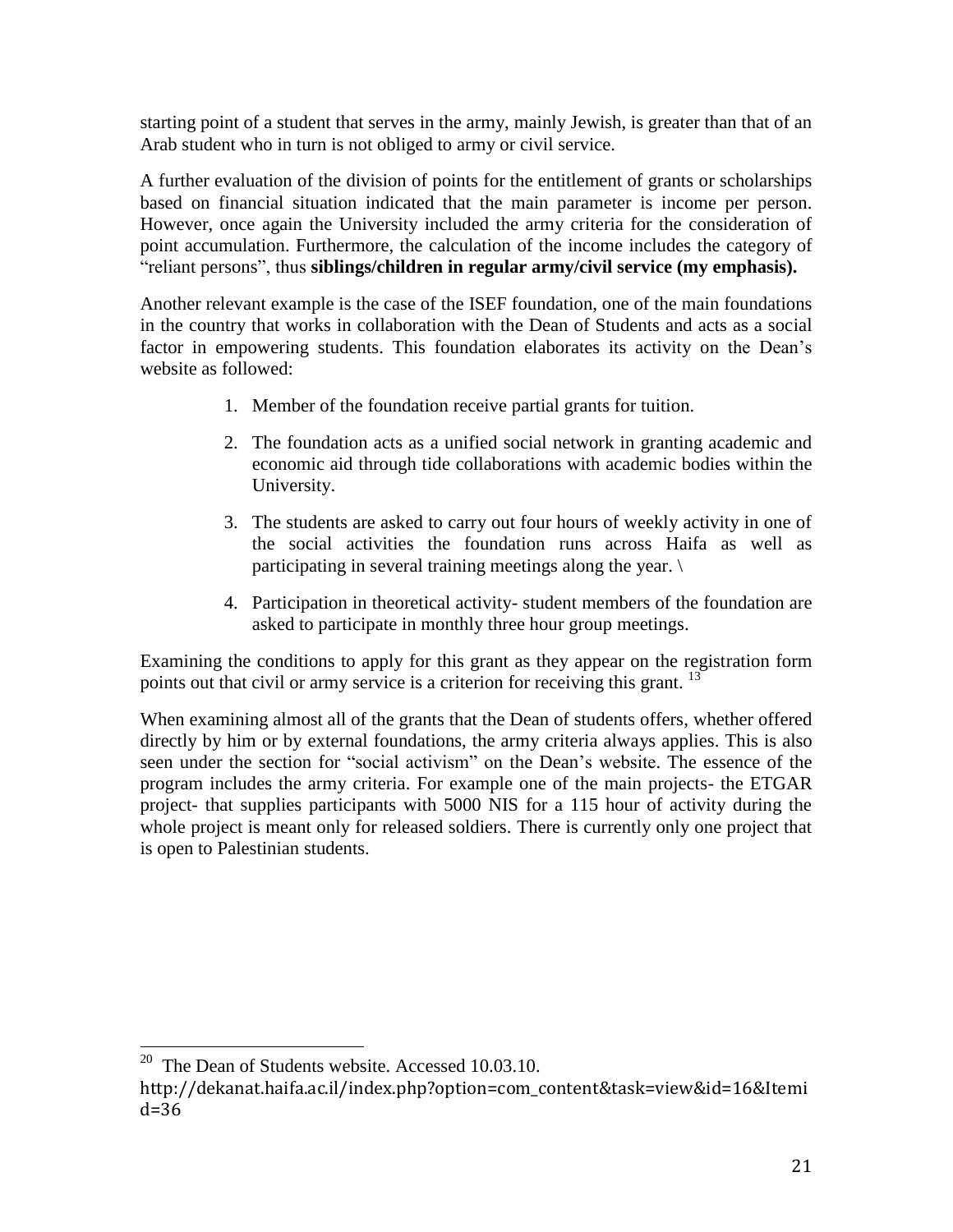starting point of a student that serves in the army, mainly Jewish, is greater than that of an Arab student who in turn is not obliged to army or civil service.

A further evaluation of the division of points for the entitlement of grants or scholarships based on financial situation indicated that the main parameter is income per person. However, once again the University included the army criteria for the consideration of point accumulation. Furthermore, the calculation of the income includes the category of "reliant persons", thus **siblings/children in regular army/civil service (my emphasis).**

Another relevant example is the case of the ISEF foundation, one of the main foundations in the country that works in collaboration with the Dean of Students and acts as a social factor in empowering students. This foundation elaborates its activity on the Dean's website as followed:

1. Member of the foundation receive partial grants for tuition.
2. The foundation acts as a unified social network in granting academic and economic aid through tide collaborations with academic bodies within the University.
3. The students are asked to carry out four hours of weekly activity in one of the social activities the foundation runs across Haifa as well as participating in several training meetings along the year. \
4. Participation in theoretical activity- student members of the foundation are asked to participate in monthly three hour group meetings.

Examining the conditions to apply for this grant as they appear on the registration form points out that civil or army service is a criterion for receiving this grant. [13]

When examining almost all of the grants that the Dean of students offers, whether offered directly by him or by external foundations, the army criteria always applies. This is also seen under the section for "social activism" on the Dean's website. The essence of the program includes the army criteria. For example one of the main projects- the ETGAR project- that supplies participants with 5000 NIS for a 115 hour of activity during the whole project is meant only for released soldiers. There is currently only one project that is open to Palestinian students.

---

[20] The Dean of Students website. Accessed 10.03.10. http://dekanat.haifa.ac.il/index.php?option=com_content&task=view&id=16&Itemid=36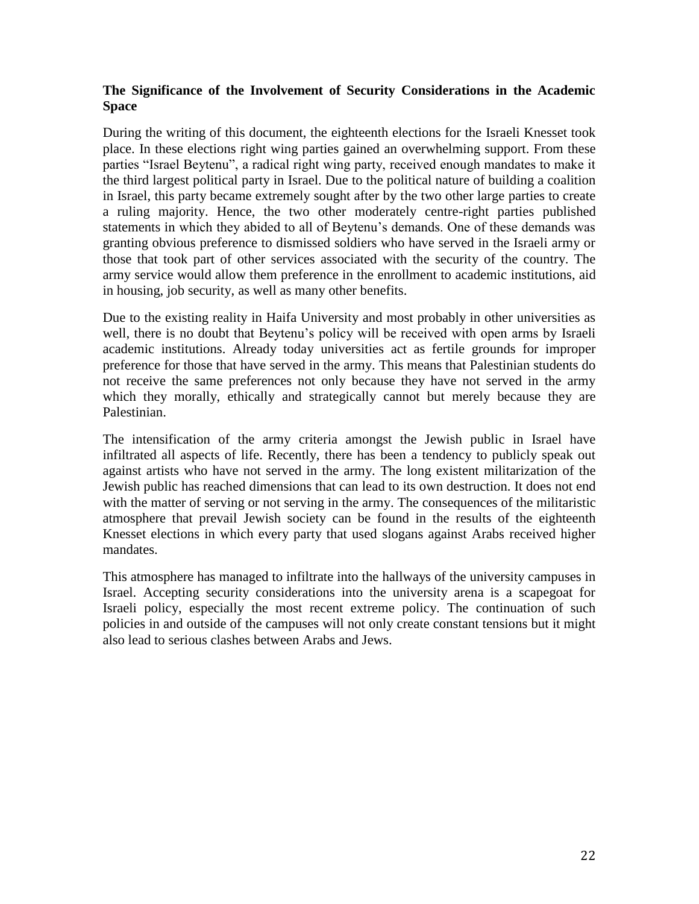### The Significance of the Involvement of Security Considerations in the Academic Space

During the writing of this document, the eighteenth elections for the Israeli Knesset took place. In these elections right wing parties gained an overwhelming support. From these parties "Israel Beytenu", a radical right wing party, received enough mandates to make it the third largest political party in Israel. Due to the political nature of building a coalition in Israel, this party became extremely sought after by the two other large parties to create a ruling majority. Hence, the two other moderately centre-right parties published statements in which they abided to all of Beytenu's demands. One of these demands was granting obvious preference to dismissed soldiers who have served in the Israeli army or those that took part of other services associated with the security of the country. The army service would allow them preference in the enrollment to academic institutions, aid in housing, job security, as well as many other benefits.

Due to the existing reality in Haifa University and most probably in other universities as well, there is no doubt that Beytenu's policy will be received with open arms by Israeli academic institutions. Already today universities act as fertile grounds for improper preference for those that have served in the army. This means that Palestinian students do not receive the same preferences not only because they have not served in the army which they morally, ethically and strategically cannot but merely because they are Palestinian.

The intensification of the army criteria amongst the Jewish public in Israel have infiltrated all aspects of life. Recently, there has been a tendency to publicly speak out against artists who have not served in the army. The long existent militarization of the Jewish public has reached dimensions that can lead to its own destruction. It does not end with the matter of serving or not serving in the army. The consequences of the militaristic atmosphere that prevail Jewish society can be found in the results of the eighteenth Knesset elections in which every party that used slogans against Arabs received higher mandates.

This atmosphere has managed to infiltrate into the hallways of the university campuses in Israel. Accepting security considerations into the university arena is a scapegoat for Israeli policy, especially the most recent extreme policy. The continuation of such policies in and outside of the campuses will not only create constant tensions but it might also lead to serious clashes between Arabs and Jews.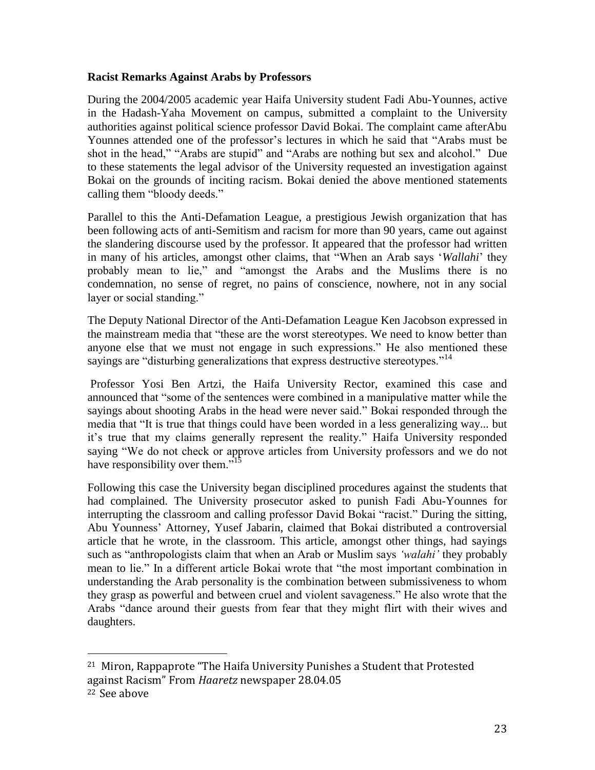**Racist Remarks Against Arabs by Professors**

During the 2004/2005 academic year Haifa University student Fadi Abu-Younnes, active in the Hadash-Yaha Movement on campus, submitted a complaint to the University authorities against political science professor David Bokai. The complaint came afterAbu Younnes attended one of the professor's lectures in which he said that "Arabs must be shot in the head," "Arabs are stupid" and "Arabs are nothing but sex and alcohol." Due to these statements the legal advisor of the University requested an investigation against Bokai on the grounds of inciting racism. Bokai denied the above mentioned statements calling them "bloody deeds."

Parallel to this the Anti-Defamation League, a prestigious Jewish organization that has been following acts of anti-Semitism and racism for more than 90 years, came out against the slandering discourse used by the professor. It appeared that the professor had written in many of his articles, amongst other claims, that "When an Arab says '*Wallahi*' they probably mean to lie," and "amongst the Arabs and the Muslims there is no condemnation, no sense of regret, no pains of conscience, nowhere, not in any social layer or social standing."

The Deputy National Director of the Anti-Defamation League Ken Jacobson expressed in the mainstream media that "these are the worst stereotypes. We need to know better than anyone else that we must not engage in such expressions." He also mentioned these sayings are "disturbing generalizations that express destructive stereotypes."[14]

Professor Yosi Ben Artzi, the Haifa University Rector, examined this case and announced that "some of the sentences were combined in a manipulative matter while the sayings about shooting Arabs in the head were never said." Bokai responded through the media that "It is true that things could have been worded in a less generalizing way... but it's true that my claims generally represent the reality." Haifa University responded saying "We do not check or approve articles from University professors and we do not have responsibility over them."[15]

Following this case the University began disciplined procedures against the students that had complained. The University prosecutor asked to punish Fadi Abu-Younnes for interrupting the classroom and calling professor David Bokai "racist." During the sitting, Abu Younness' Attorney, Yusef Jabarin, claimed that Bokai distributed a controversial article that he wrote, in the classroom. This article, amongst other things, had sayings such as "anthropologists claim that when an Arab or Muslim says *'walahi'* they probably mean to lie." In a different article Bokai wrote that "the most important combination in understanding the Arab personality is the combination between submissiveness to whom they grasp as powerful and between cruel and violent savageness." He also wrote that the Arabs "dance around their guests from fear that they might flirt with their wives and daughters.

---

[21] Miron, Rappaprote "The Haifa University Punishes a Student that Protested against Racism" From *Haaretz* newspaper 28.04.05

[22] See above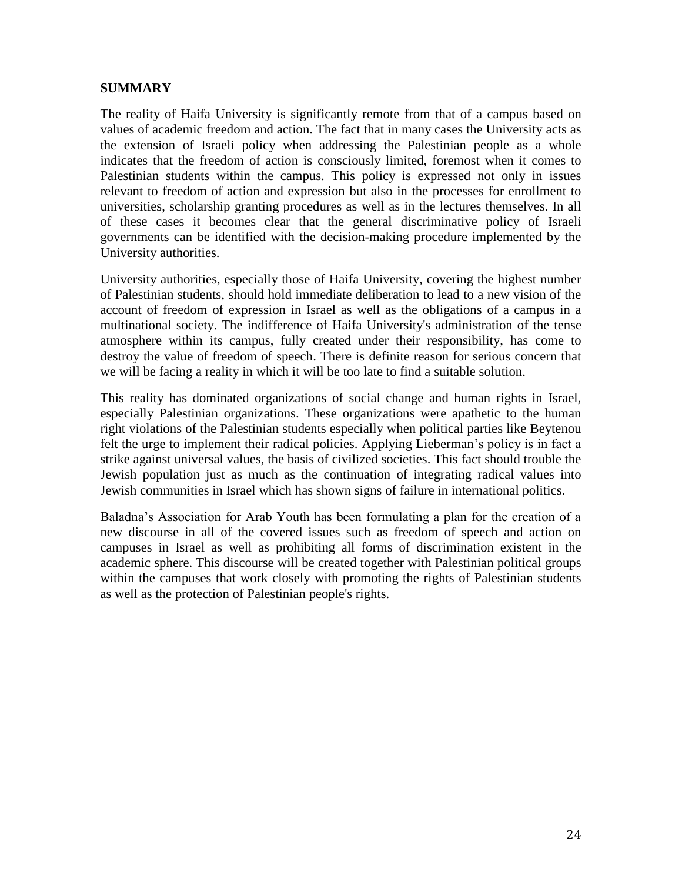## SUMMARY

The reality of Haifa University is significantly remote from that of a campus based on values of academic freedom and action. The fact that in many cases the University acts as the extension of Israeli policy when addressing the Palestinian people as a whole indicates that the freedom of action is consciously limited, foremost when it comes to Palestinian students within the campus. This policy is expressed not only in issues relevant to freedom of action and expression but also in the processes for enrollment to universities, scholarship granting procedures as well as in the lectures themselves. In all of these cases it becomes clear that the general discriminative policy of Israeli governments can be identified with the decision-making procedure implemented by the University authorities.

University authorities, especially those of Haifa University, covering the highest number of Palestinian students, should hold immediate deliberation to lead to a new vision of the account of freedom of expression in Israel as well as the obligations of a campus in a multinational society. The indifference of Haifa University's administration of the tense atmosphere within its campus, fully created under their responsibility, has come to destroy the value of freedom of speech. There is definite reason for serious concern that we will be facing a reality in which it will be too late to find a suitable solution.

This reality has dominated organizations of social change and human rights in Israel, especially Palestinian organizations. These organizations were apathetic to the human right violations of the Palestinian students especially when political parties like Beytenou felt the urge to implement their radical policies. Applying Lieberman's policy is in fact a strike against universal values, the basis of civilized societies. This fact should trouble the Jewish population just as much as the continuation of integrating radical values into Jewish communities in Israel which has shown signs of failure in international politics.

Baladna's Association for Arab Youth has been formulating a plan for the creation of a new discourse in all of the covered issues such as freedom of speech and action on campuses in Israel as well as prohibiting all forms of discrimination existent in the academic sphere. This discourse will be created together with Palestinian political groups within the campuses that work closely with promoting the rights of Palestinian students as well as the protection of Palestinian people's rights.